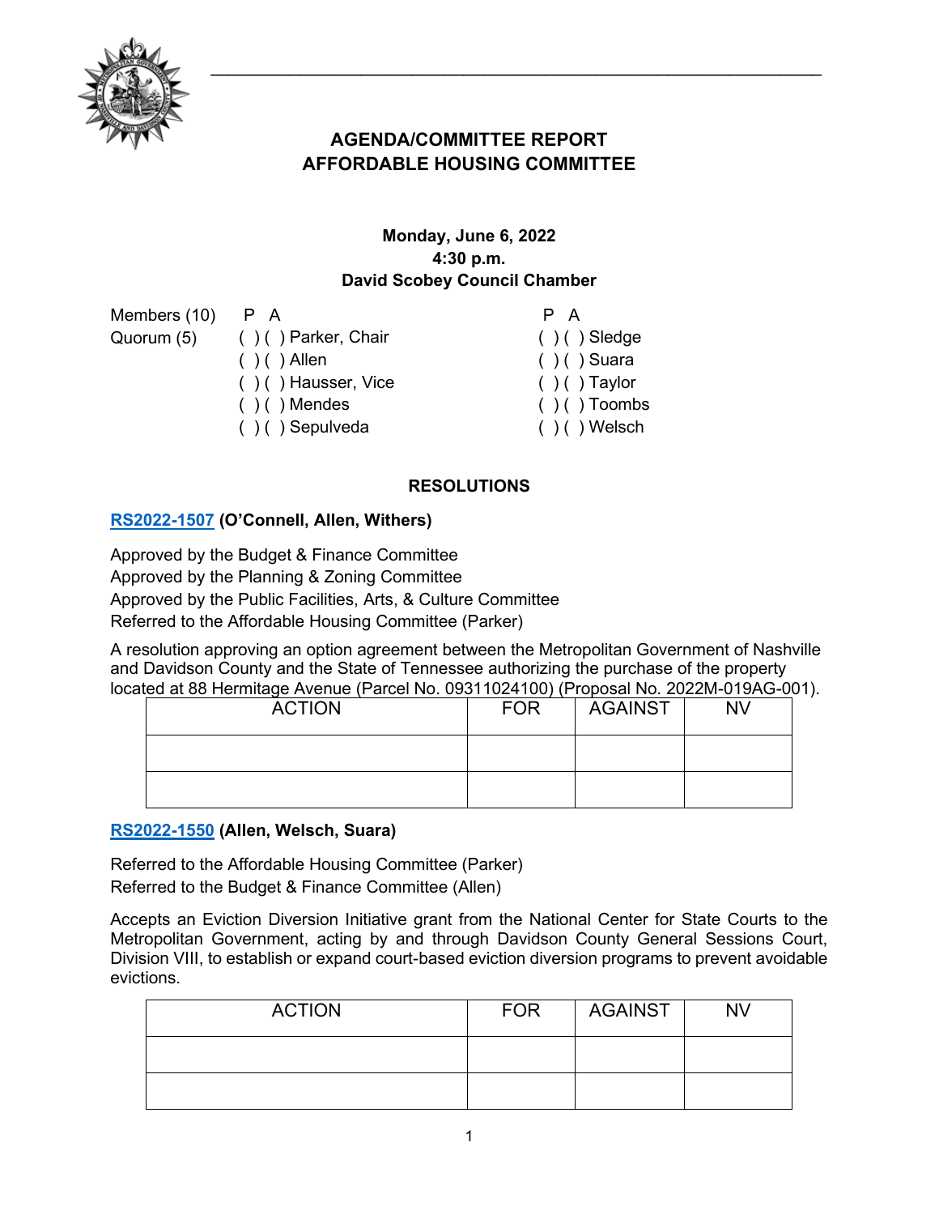# AGENDA/COMMITTEE REPORT
# AFFORDABLE HOUSING COMMITTEE

**Monday, June 6, 2022**
**4:30 p.m.**
**David Scobey Council Chamber**

| Members (10) | P A | | P A | |
|---|---|---|---|---|
| Quorum (5) | ( ) ( ) | Parker, Chair | ( ) ( ) | Sledge |
| | ( ) ( ) | Allen | ( ) ( ) | Suara |
| | ( ) ( ) | Hausser, Vice | ( ) ( ) | Taylor |
| | ( ) ( ) | Mendes | ( ) ( ) | Toombs |
| | ( ) ( ) | Sepulveda | ( ) ( ) | Welsch |

## RESOLUTIONS

**RS2022-1507 (O'Connell, Allen, Withers)**

Approved by the Budget & Finance Committee
Approved by the Planning & Zoning Committee
Approved by the Public Facilities, Arts, & Culture Committee
Referred to the Affordable Housing Committee (Parker)

A resolution approving an option agreement between the Metropolitan Government of Nashville and Davidson County and the State of Tennessee authorizing the purchase of the property located at 88 Hermitage Avenue (Parcel No. 09311024100) (Proposal No. 2022M-019AG-001).

| ACTION | FOR | AGAINST | NV |
|---|---|---|---|
| | | | |
| | | | |

**RS2022-1550 (Allen, Welsch, Suara)**

Referred to the Affordable Housing Committee (Parker)
Referred to the Budget & Finance Committee (Allen)

Accepts an Eviction Diversion Initiative grant from the National Center for State Courts to the Metropolitan Government, acting by and through Davidson County General Sessions Court, Division VIII, to establish or expand court-based eviction diversion programs to prevent avoidable evictions.

| ACTION | FOR | AGAINST | NV |
|---|---|---|---|
| | | | |
| | | | |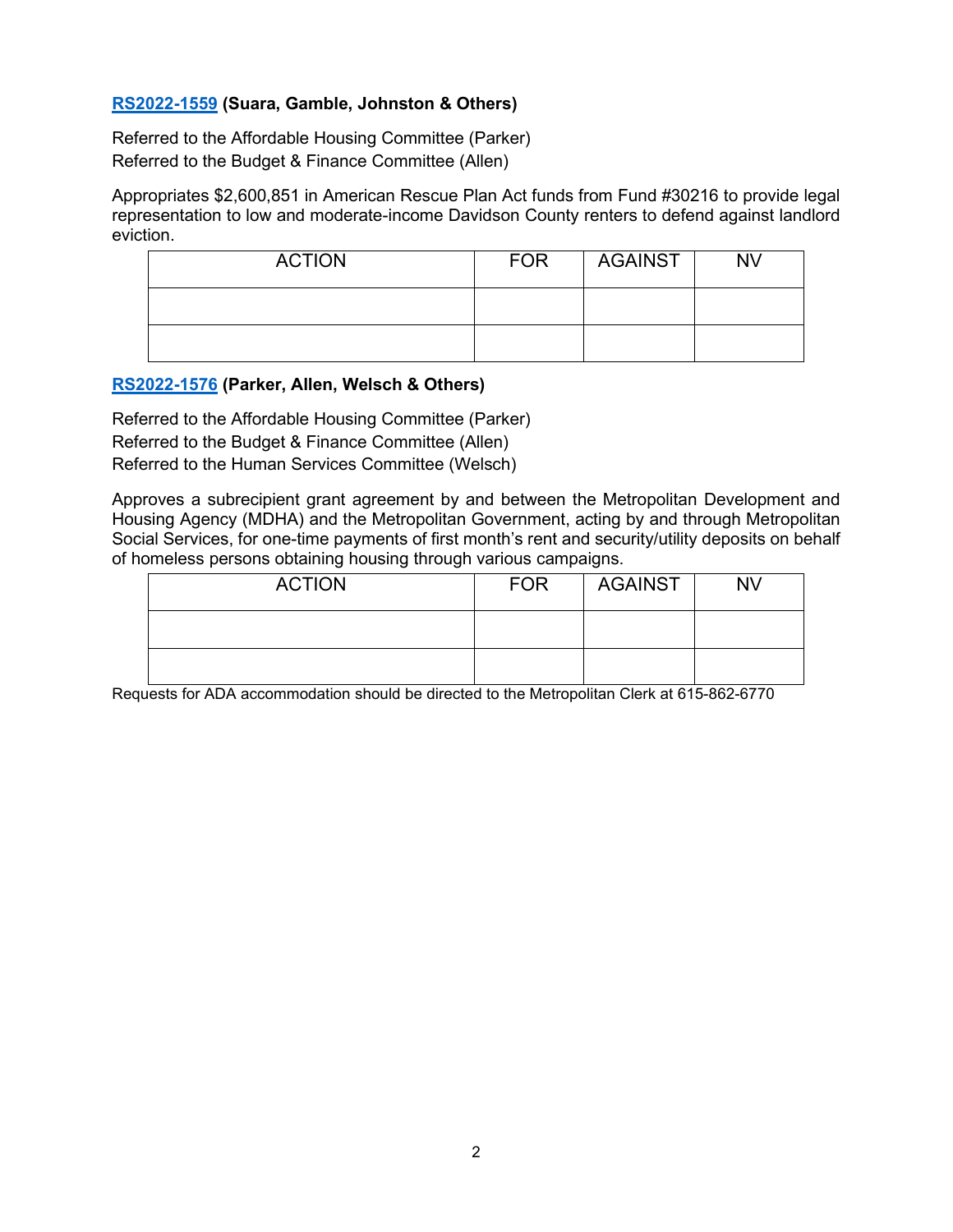**RS2022-1559 (Suara, Gamble, Johnston & Others)**

Referred to the Affordable Housing Committee (Parker)
Referred to the Budget & Finance Committee (Allen)

Appropriates $2,600,851 in American Rescue Plan Act funds from Fund #30216 to provide legal representation to low and moderate-income Davidson County renters to defend against landlord eviction.

| ACTION | FOR | AGAINST | NV |
|---|---|---|---|
| | | | |
| | | | |

**RS2022-1576 (Parker, Allen, Welsch & Others)**

Referred to the Affordable Housing Committee (Parker)
Referred to the Budget & Finance Committee (Allen)
Referred to the Human Services Committee (Welsch)

Approves a subrecipient grant agreement by and between the Metropolitan Development and Housing Agency (MDHA) and the Metropolitan Government, acting by and through Metropolitan Social Services, for one-time payments of first month's rent and security/utility deposits on behalf of homeless persons obtaining housing through various campaigns.

| ACTION | FOR | AGAINST | NV |
|---|---|---|---|
| | | | |
| | | | |

Requests for ADA accommodation should be directed to the Metropolitan Clerk at 615-862-6770